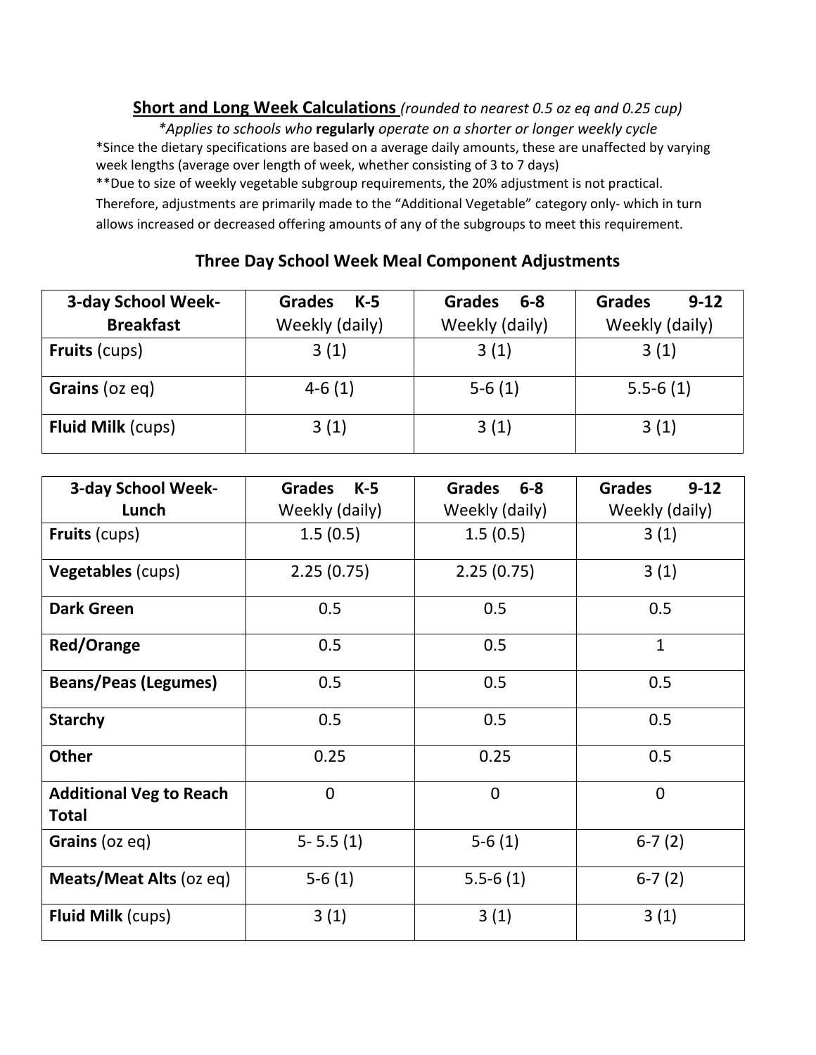## **Short and Long Week Calculations** *(rounded to nearest 0.5 oz eq and 0.25 cup)*

*\*Applies to schools who **regularly** operate on a shorter or longer weekly cycle*

*Since the dietary specifications are based on a average daily amounts, these are unaffected by varying week lengths (average over length of week, whether consisting of 3 to 7 days)

**Due to size of weekly vegetable subgroup requirements, the 20% adjustment is not practical. Therefore, adjustments are primarily made to the "Additional Vegetable" category only- which in turn allows increased or decreased offering amounts of any of the subgroups to meet this requirement.

### Three Day School Week Meal Component Adjustments

| **3-day School Week- Breakfast** | **Grades K-5** Weekly (daily) | **Grades 6-8** Weekly (daily) | **Grades 9-12** Weekly (daily) |
|---|---|---|---|
| **Fruits** (cups) | 3 (1) | 3 (1) | 3 (1) |
| **Grains** (oz eq) | 4-6 (1) | 5-6 (1) | 5.5-6 (1) |
| **Fluid Milk** (cups) | 3 (1) | 3 (1) | 3 (1) |

| **3-day School Week- Lunch** | **Grades K-5** Weekly (daily) | **Grades 6-8** Weekly (daily) | **Grades 9-12** Weekly (daily) |
|---|---|---|---|
| **Fruits** (cups) | 1.5 (0.5) | 1.5 (0.5) | 3 (1) |
| **Vegetables** (cups) | 2.25 (0.75) | 2.25 (0.75) | 3 (1) |
| **Dark Green** | 0.5 | 0.5 | 0.5 |
| **Red/Orange** | 0.5 | 0.5 | 1 |
| **Beans/Peas (Legumes)** | 0.5 | 0.5 | 0.5 |
| **Starchy** | 0.5 | 0.5 | 0.5 |
| **Other** | 0.25 | 0.25 | 0.5 |
| **Additional Veg to Reach Total** | 0 | 0 | 0 |
| **Grains** (oz eq) | 5- 5.5 (1) | 5-6 (1) | 6-7 (2) |
| **Meats/Meat Alts** (oz eq) | 5-6 (1) | 5.5-6 (1) | 6-7 (2) |
| **Fluid Milk** (cups) | 3 (1) | 3 (1) | 3 (1) |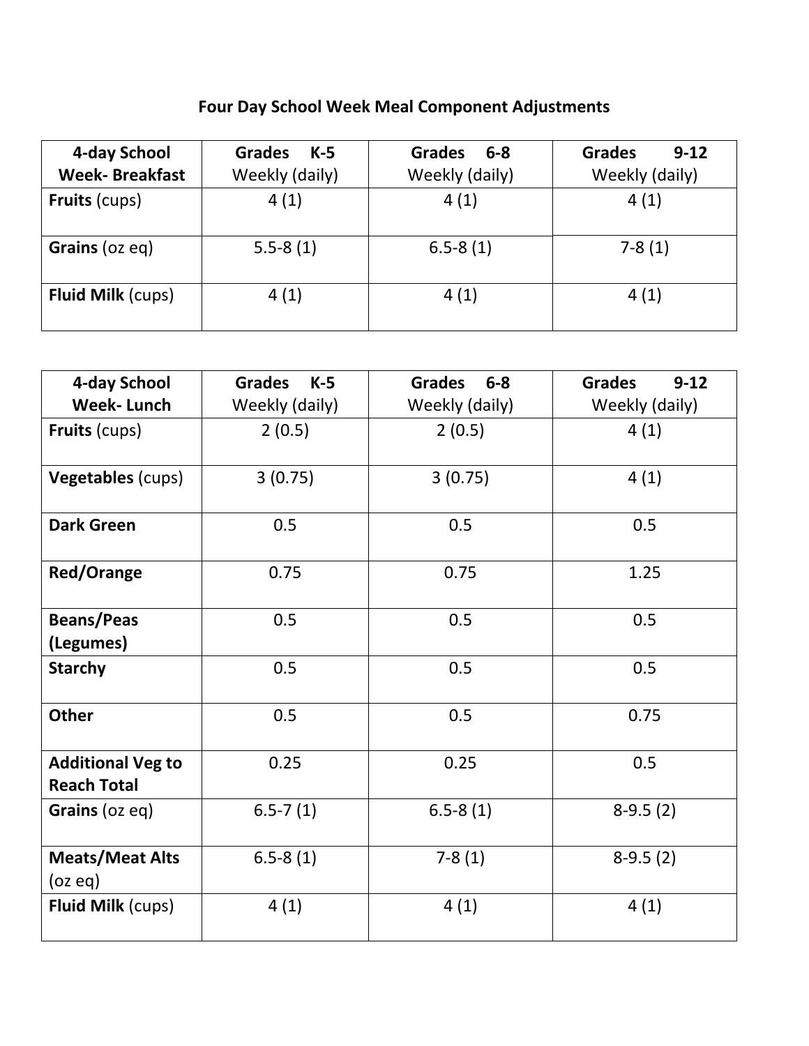## Four Day School Week Meal Component Adjustments

| **4-day School Week- Breakfast** | **Grades K-5** Weekly (daily) | **Grades 6-8** Weekly (daily) | **Grades 9-12** Weekly (daily) |
|---|---|---|---|
| **Fruits** (cups) | 4 (1) | 4 (1) | 4 (1) |
| **Grains** (oz eq) | 5.5-8 (1) | 6.5-8 (1) | 7-8 (1) |
| **Fluid Milk** (cups) | 4 (1) | 4 (1) | 4 (1) |

| **4-day School Week- Lunch** | **Grades K-5** Weekly (daily) | **Grades 6-8** Weekly (daily) | **Grades 9-12** Weekly (daily) |
|---|---|---|---|
| **Fruits** (cups) | 2 (0.5) | 2 (0.5) | 4 (1) |
| **Vegetables** (cups) | 3 (0.75) | 3 (0.75) | 4 (1) |
| **Dark Green** | 0.5 | 0.5 | 0.5 |
| **Red/Orange** | 0.75 | 0.75 | 1.25 |
| **Beans/Peas (Legumes)** | 0.5 | 0.5 | 0.5 |
| **Starchy** | 0.5 | 0.5 | 0.5 |
| **Other** | 0.5 | 0.5 | 0.75 |
| **Additional Veg to Reach Total** | 0.25 | 0.25 | 0.5 |
| **Grains** (oz eq) | 6.5-7 (1) | 6.5-8 (1) | 8-9.5 (2) |
| **Meats/Meat Alts** (oz eq) | 6.5-8 (1) | 7-8 (1) | 8-9.5 (2) |
| **Fluid Milk** (cups) | 4 (1) | 4 (1) | 4 (1) |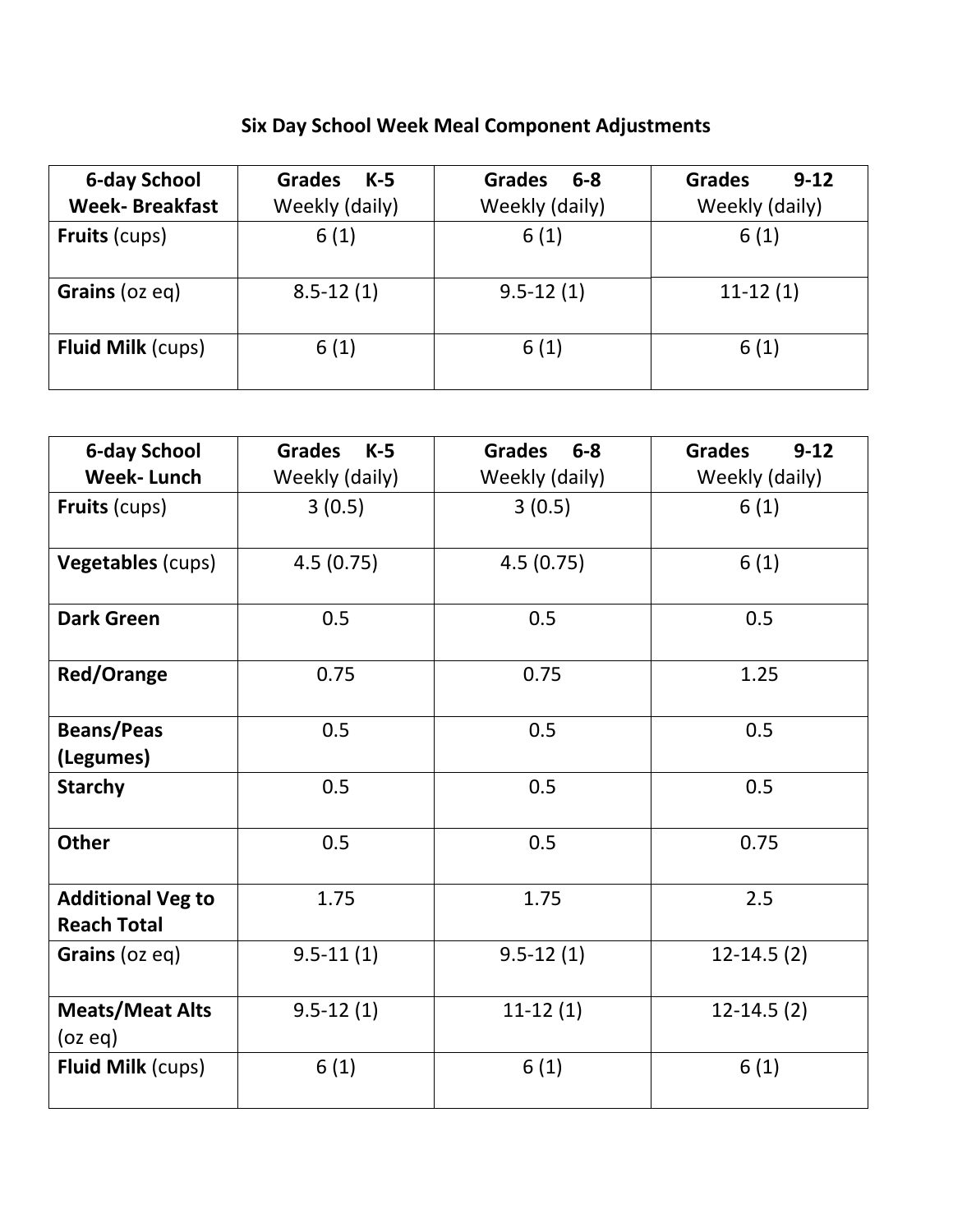# Six Day School Week Meal Component Adjustments

| **6-day School Week- Breakfast** | **Grades K-5** Weekly (daily) | **Grades 6-8** Weekly (daily) | **Grades 9-12** Weekly (daily) |
|---|---|---|---|
| **Fruits** (cups) | 6 (1) | 6 (1) | 6 (1) |
| **Grains** (oz eq) | 8.5-12 (1) | 9.5-12 (1) | 11-12 (1) |
| **Fluid Milk** (cups) | 6 (1) | 6 (1) | 6 (1) |

| **6-day School Week- Lunch** | **Grades K-5** Weekly (daily) | **Grades 6-8** Weekly (daily) | **Grades 9-12** Weekly (daily) |
|---|---|---|---|
| **Fruits** (cups) | 3 (0.5) | 3 (0.5) | 6 (1) |
| **Vegetables** (cups) | 4.5 (0.75) | 4.5 (0.75) | 6 (1) |
| **Dark Green** | 0.5 | 0.5 | 0.5 |
| **Red/Orange** | 0.75 | 0.75 | 1.25 |
| **Beans/Peas (Legumes)** | 0.5 | 0.5 | 0.5 |
| **Starchy** | 0.5 | 0.5 | 0.5 |
| **Other** | 0.5 | 0.5 | 0.75 |
| **Additional Veg to Reach Total** | 1.75 | 1.75 | 2.5 |
| **Grains** (oz eq) | 9.5-11 (1) | 9.5-12 (1) | 12-14.5 (2) |
| **Meats/Meat Alts** (oz eq) | 9.5-12 (1) | 11-12 (1) | 12-14.5 (2) |
| **Fluid Milk** (cups) | 6 (1) | 6 (1) | 6 (1) |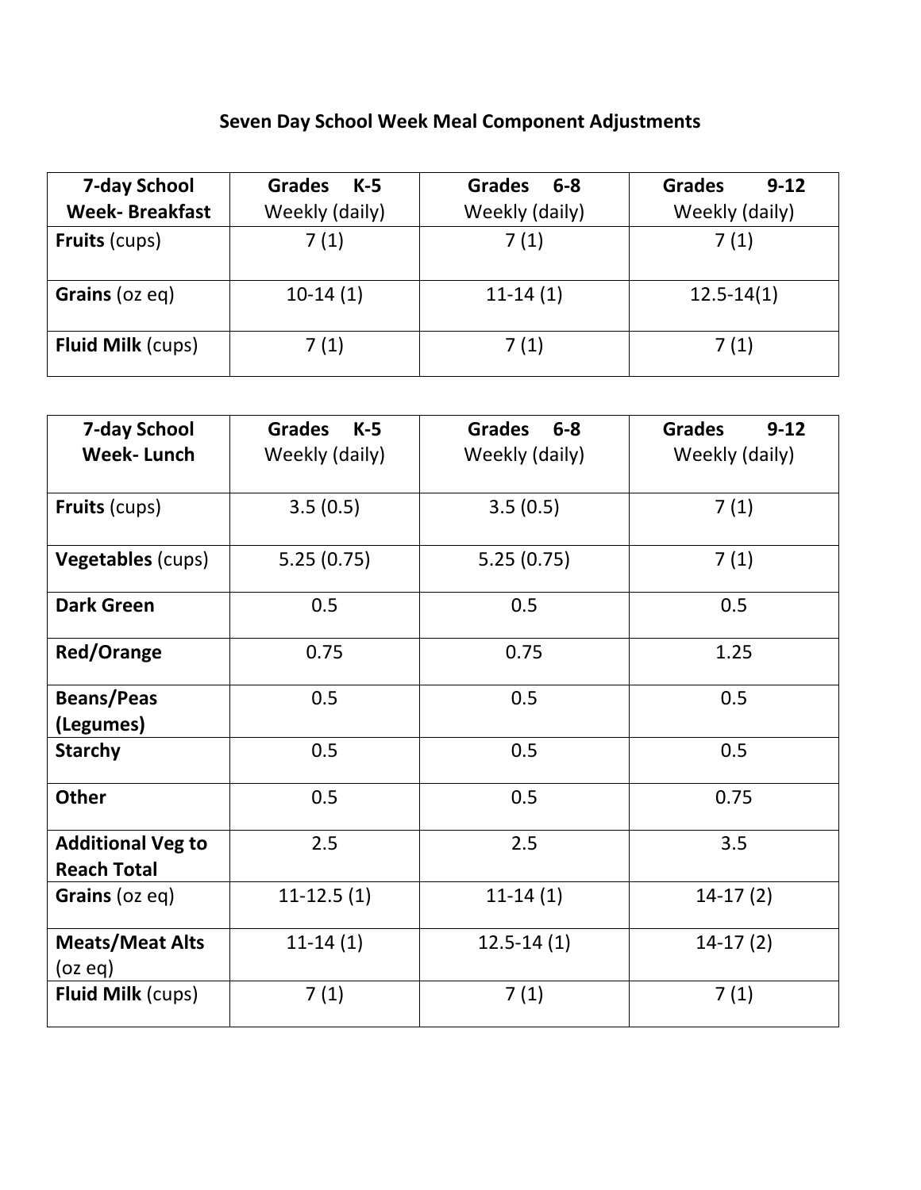# Seven Day School Week Meal Component Adjustments

| **7-day School Week- Breakfast** | **Grades K-5** Weekly (daily) | **Grades 6-8** Weekly (daily) | **Grades 9-12** Weekly (daily) |
|---|---|---|---|
| **Fruits** (cups) | 7 (1) | 7 (1) | 7 (1) |
| **Grains** (oz eq) | 10-14 (1) | 11-14 (1) | 12.5-14(1) |
| **Fluid Milk** (cups) | 7 (1) | 7 (1) | 7 (1) |

| **7-day School Week- Lunch** | **Grades K-5** Weekly (daily) | **Grades 6-8** Weekly (daily) | **Grades 9-12** Weekly (daily) |
|---|---|---|---|
| **Fruits** (cups) | 3.5 (0.5) | 3.5 (0.5) | 7 (1) |
| **Vegetables** (cups) | 5.25 (0.75) | 5.25 (0.75) | 7 (1) |
| **Dark Green** | 0.5 | 0.5 | 0.5 |
| **Red/Orange** | 0.75 | 0.75 | 1.25 |
| **Beans/Peas (Legumes)** | 0.5 | 0.5 | 0.5 |
| **Starchy** | 0.5 | 0.5 | 0.5 |
| **Other** | 0.5 | 0.5 | 0.75 |
| **Additional Veg to Reach Total** | 2.5 | 2.5 | 3.5 |
| **Grains** (oz eq) | 11-12.5 (1) | 11-14 (1) | 14-17 (2) |
| **Meats/Meat Alts** (oz eq) | 11-14 (1) | 12.5-14 (1) | 14-17 (2) |
| **Fluid Milk** (cups) | 7 (1) | 7 (1) | 7 (1) |